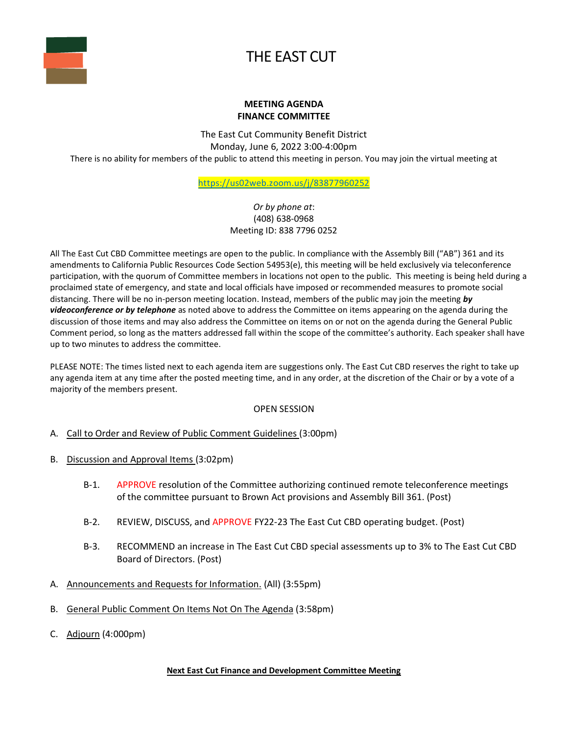# THE EAST CUT

**MEETING AGENDA**
**FINANCE COMMITTEE**

The East Cut Community Benefit District
Monday, June 6, 2022 3:00-4:00pm
There is no ability for members of the public to attend this meeting in person. You may join the virtual meeting at

https://us02web.zoom.us/j/83877960252

*Or by phone at*:
(408) 638-0968
Meeting ID: 838 7796 0252

All The East Cut CBD Committee meetings are open to the public. In compliance with the Assembly Bill ("AB") 361 and its amendments to California Public Resources Code Section 54953(e), this meeting will be held exclusively via teleconference participation, with the quorum of Committee members in locations not open to the public. This meeting is being held during a proclaimed state of emergency, and state and local officials have imposed or recommended measures to promote social distancing. There will be no in-person meeting location. Instead, members of the public may join the meeting ***by videoconference or by telephone*** as noted above to address the Committee on items appearing on the agenda during the discussion of those items and may also address the Committee on items on or not on the agenda during the General Public Comment period, so long as the matters addressed fall within the scope of the committee's authority. Each speaker shall have up to two minutes to address the committee.

PLEASE NOTE: The times listed next to each agenda item are suggestions only. The East Cut CBD reserves the right to take up any agenda item at any time after the posted meeting time, and in any order, at the discretion of the Chair or by a vote of a majority of the members present.

OPEN SESSION

A. Call to Order and Review of Public Comment Guidelines (3:00pm)

B. Discussion and Approval Items (3:02pm)

   B-1. APPROVE resolution of the Committee authorizing continued remote teleconference meetings of the committee pursuant to Brown Act provisions and Assembly Bill 361. (Post)

   B-2. REVIEW, DISCUSS, and APPROVE FY22-23 The East Cut CBD operating budget. (Post)

   B-3. RECOMMEND an increase in The East Cut CBD special assessments up to 3% to The East Cut CBD Board of Directors. (Post)

A. Announcements and Requests for Information. (All) (3:55pm)

B. General Public Comment On Items Not On The Agenda (3:58pm)

C. Adjourn (4:000pm)

**Next East Cut Finance and Development Committee Meeting**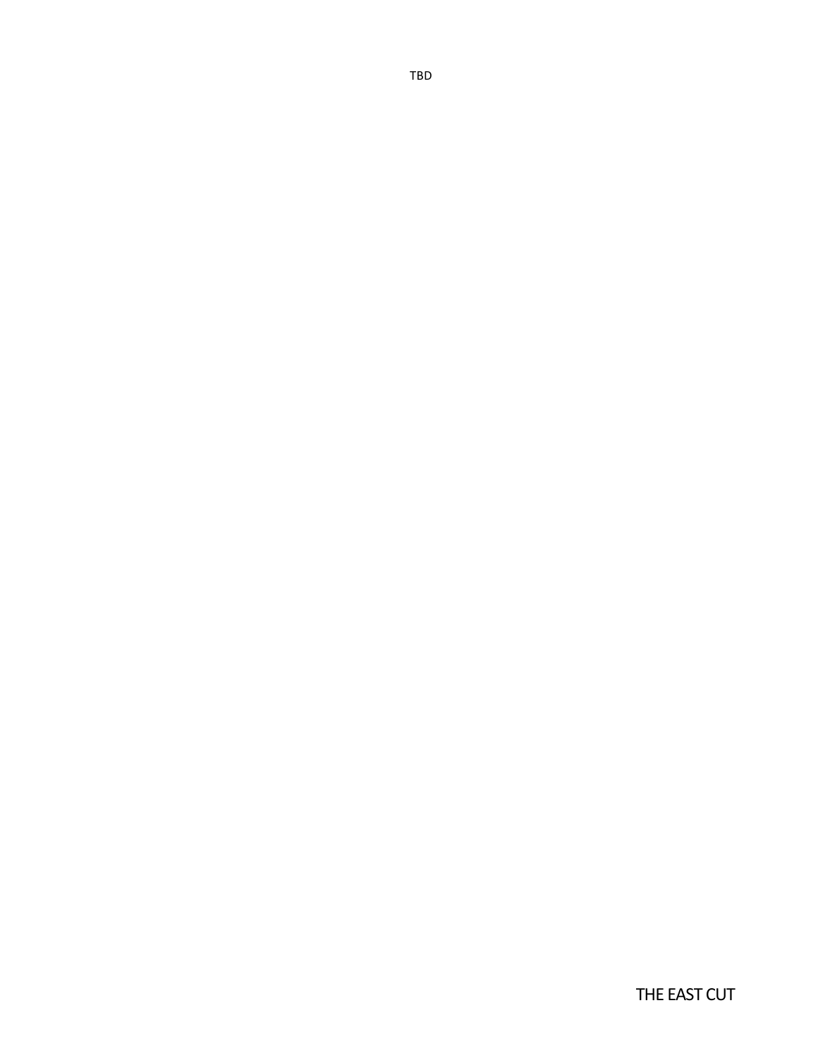TBD

THE EAST CUT